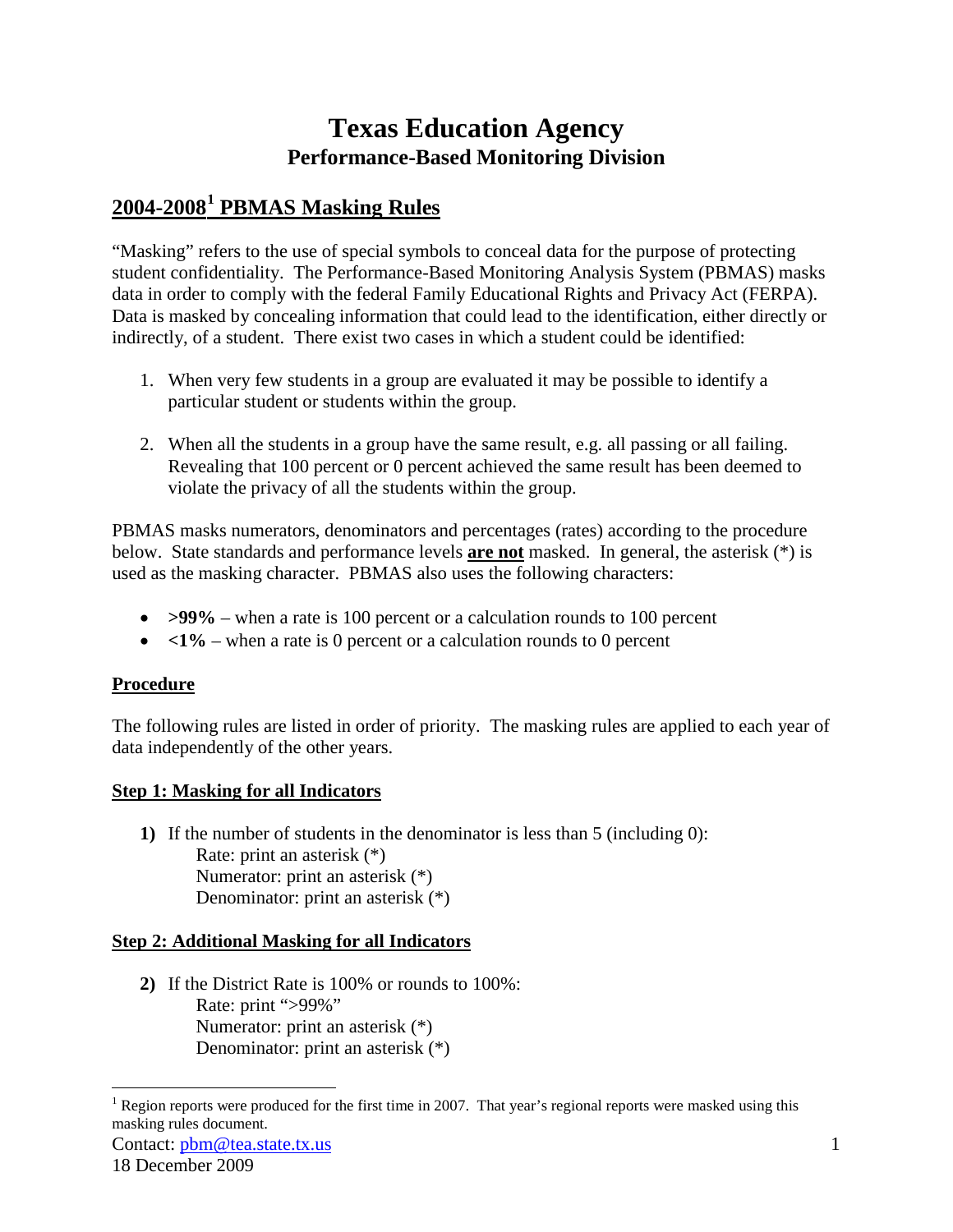# Texas Education Agency
## Performance-Based Monitoring Division

## 2004-2008[1] PBMAS Masking Rules

"Masking" refers to the use of special symbols to conceal data for the purpose of protecting student confidentiality. The Performance-Based Monitoring Analysis System (PBMAS) masks data in order to comply with the federal Family Educational Rights and Privacy Act (FERPA). Data is masked by concealing information that could lead to the identification, either directly or indirectly, of a student. There exist two cases in which a student could be identified:

1. When very few students in a group are evaluated it may be possible to identify a particular student or students within the group.

2. When all the students in a group have the same result, e.g. all passing or all failing. Revealing that 100 percent or 0 percent achieved the same result has been deemed to violate the privacy of all the students within the group.

PBMAS masks numerators, denominators and percentages (rates) according to the procedure below. State standards and performance levels **are not** masked. In general, the asterisk (*) is used as the masking character. PBMAS also uses the following characters:

- **>99%** – when a rate is 100 percent or a calculation rounds to 100 percent
- **<1%** – when a rate is 0 percent or a calculation rounds to 0 percent

### Procedure

The following rules are listed in order of priority. The masking rules are applied to each year of data independently of the other years.

### Step 1: Masking for all Indicators

**1)** If the number of students in the denominator is less than 5 (including 0):
  Rate: print an asterisk (*)
  Numerator: print an asterisk (*)
  Denominator: print an asterisk (*)

### Step 2: Additional Masking for all Indicators

**2)** If the District Rate is 100% or rounds to 100%:
  Rate: print ">99%"
  Numerator: print an asterisk (*)
  Denominator: print an asterisk (*)

[1] Region reports were produced for the first time in 2007. That year's regional reports were masked using this masking rules document.

Contact: pbm@tea.state.tx.us
18 December 2009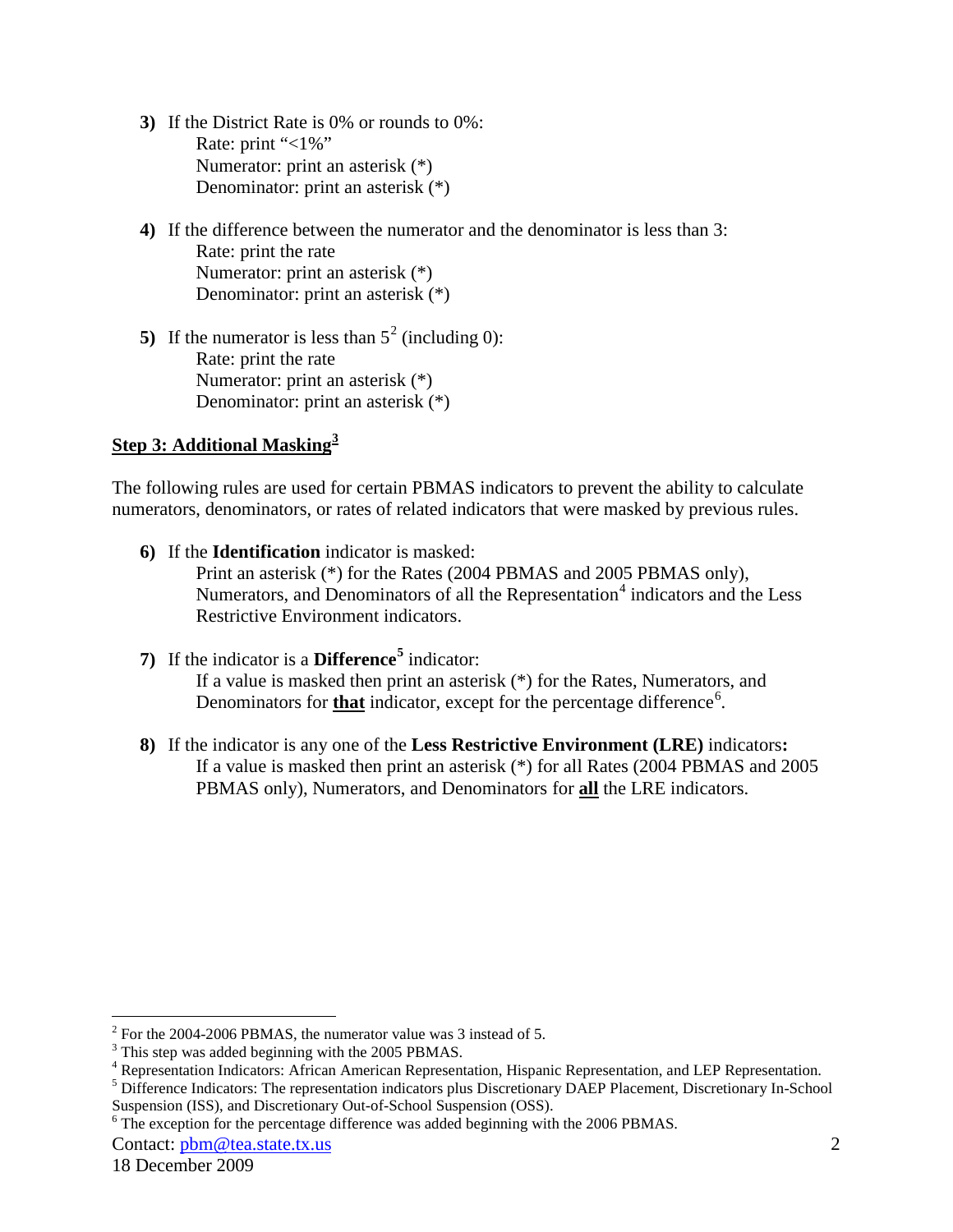3) If the District Rate is 0% or rounds to 0%:
   Rate: print "<1%"
   Numerator: print an asterisk (*)
   Denominator: print an asterisk (*)

4) If the difference between the numerator and the denominator is less than 3:
   Rate: print the rate
   Numerator: print an asterisk (*)
   Denominator: print an asterisk (*)

5) If the numerator is less than 5[2] (including 0):
   Rate: print the rate
   Numerator: print an asterisk (*)
   Denominator: print an asterisk (*)

## Step 3: Additional Masking[3]

The following rules are used for certain PBMAS indicators to prevent the ability to calculate numerators, denominators, or rates of related indicators that were masked by previous rules.

6) If the **Identification** indicator is masked:
   Print an asterisk (*) for the Rates (2004 PBMAS and 2005 PBMAS only), Numerators, and Denominators of all the Representation[4] indicators and the Less Restrictive Environment indicators.

7) If the indicator is a **Difference**[5] indicator:
   If a value is masked then print an asterisk (*) for the Rates, Numerators, and Denominators for **that** indicator, except for the percentage difference[6].

8) If the indicator is any one of the **Less Restrictive Environment (LRE)** indicators**:**
   If a value is masked then print an asterisk (*) for all Rates (2004 PBMAS and 2005 PBMAS only), Numerators, and Denominators for **all** the LRE indicators.

---

[2] For the 2004-2006 PBMAS, the numerator value was 3 instead of 5.
[3] This step was added beginning with the 2005 PBMAS.
[4] Representation Indicators: African American Representation, Hispanic Representation, and LEP Representation.
[5] Difference Indicators: The representation indicators plus Discretionary DAEP Placement, Discretionary In-School Suspension (ISS), and Discretionary Out-of-School Suspension (OSS).
[6] The exception for the percentage difference was added beginning with the 2006 PBMAS.

Contact: pbm@tea.state.tx.us
18 December 2009